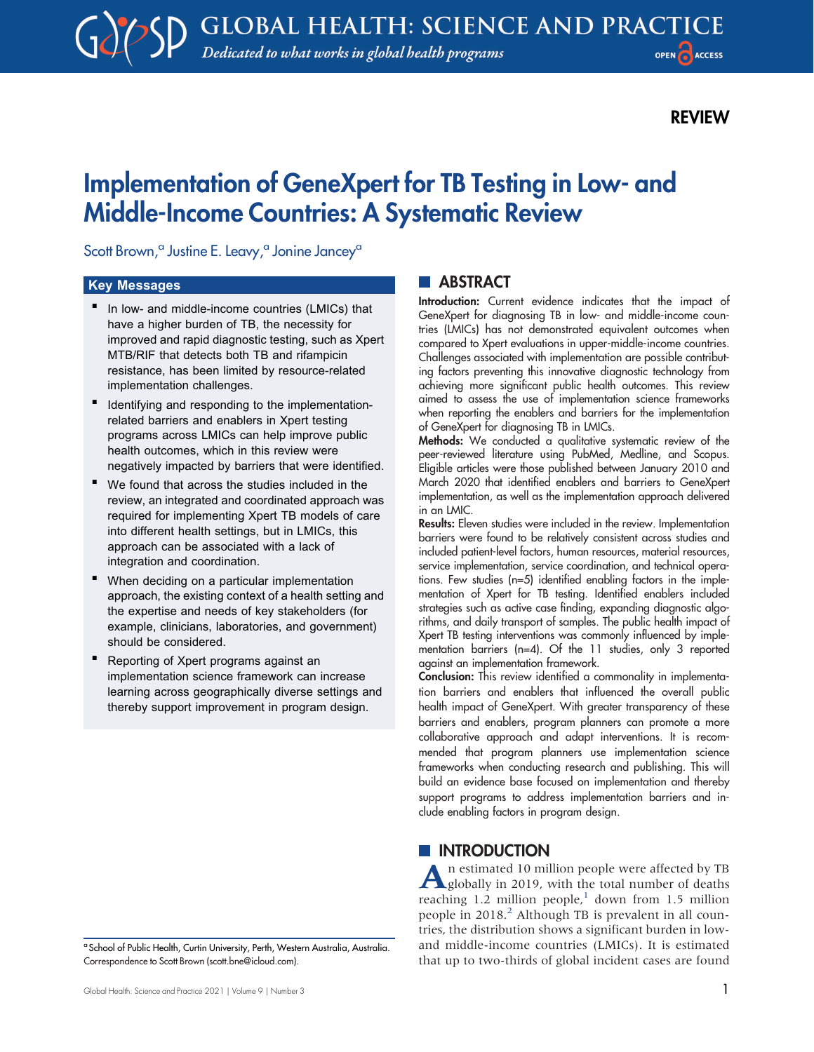REVIEW

# Implementation of GeneXpert for TB Testing in Low- and Middle-Income Countries: A Systematic Review

Scott Brown,[a] Justine E. Leavy,[a] Jonine Jancey[a]

## Key Messages

- In low- and middle-income countries (LMICs) that have a higher burden of TB, the necessity for improved and rapid diagnostic testing, such as Xpert MTB/RIF that detects both TB and rifampicin resistance, has been limited by resource-related implementation challenges.
- Identifying and responding to the implementation-related barriers and enablers in Xpert testing programs across LMICs can help improve public health outcomes, which in this review were negatively impacted by barriers that were identified.
- We found that across the studies included in the review, an integrated and coordinated approach was required for implementing Xpert TB models of care into different health settings, but in LMICs, this approach can be associated with a lack of integration and coordination.
- When deciding on a particular implementation approach, the existing context of a health setting and the expertise and needs of key stakeholders (for example, clinicians, laboratories, and government) should be considered.
- Reporting of Xpert programs against an implementation science framework can increase learning across geographically diverse settings and thereby support improvement in program design.

## ABSTRACT

**Introduction:** Current evidence indicates that the impact of GeneXpert for diagnosing TB in low- and middle-income countries (LMICs) has not demonstrated equivalent outcomes when compared to Xpert evaluations in upper-middle-income countries. Challenges associated with implementation are possible contributing factors preventing this innovative diagnostic technology from achieving more significant public health outcomes. This review aimed to assess the use of implementation science frameworks when reporting the enablers and barriers for the implementation of GeneXpert for diagnosing TB in LMICs.

**Methods:** We conducted a qualitative systematic review of the peer-reviewed literature using PubMed, Medline, and Scopus. Eligible articles were those published between January 2010 and March 2020 that identified enablers and barriers to GeneXpert implementation, as well as the implementation approach delivered in an LMIC.

**Results:** Eleven studies were included in the review. Implementation barriers were found to be relatively consistent across studies and included patient-level factors, human resources, material resources, service implementation, service coordination, and technical operations. Few studies (n=5) identified enabling factors in the implementation of Xpert for TB testing. Identified enablers included strategies such as active case finding, expanding diagnostic algorithms, and daily transport of samples. The public health impact of Xpert TB testing interventions was commonly influenced by implementation barriers (n=4). Of the 11 studies, only 3 reported against an implementation framework.

**Conclusion:** This review identified a commonality in implementation barriers and enablers that influenced the overall public health impact of GeneXpert. With greater transparency of these barriers and enablers, program planners can promote a more collaborative approach and adapt interventions. It is recommended that program planners use implementation science frameworks when conducting research and publishing. This will build an evidence base focused on implementation and thereby support programs to address implementation barriers and include enabling factors in program design.

## INTRODUCTION

An estimated 10 million people were affected by TB globally in 2019, with the total number of deaths reaching 1.2 million people,[1] down from 1.5 million people in 2018.[2] Although TB is prevalent in all countries, the distribution shows a significant burden in low- and middle-income countries (LMICs). It is estimated that up to two-thirds of global incident cases are found

[a] School of Public Health, Curtin University, Perth, Western Australia, Australia.
Correspondence to Scott Brown (scott.bne@icloud.com).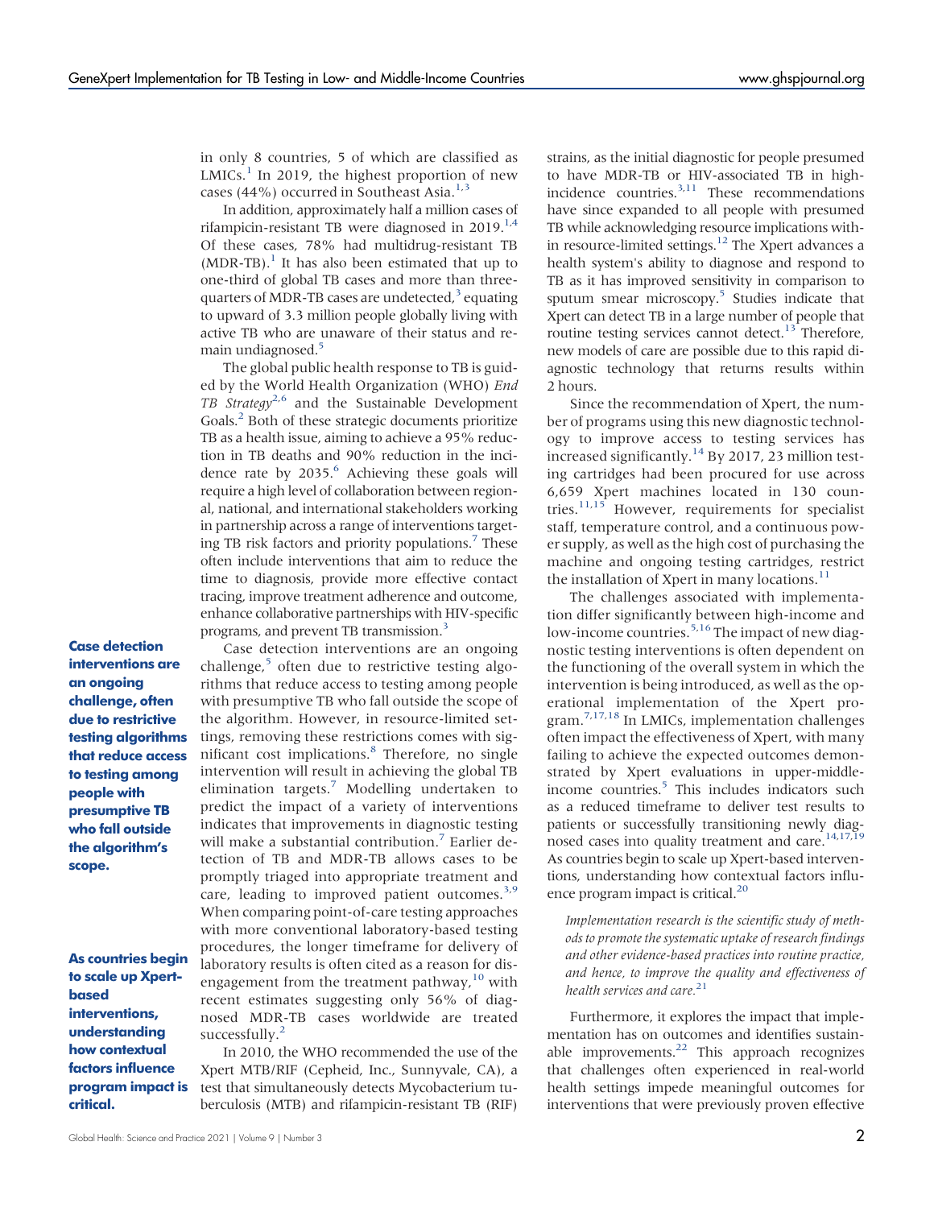in only 8 countries, 5 of which are classified as LMICs.[1] In 2019, the highest proportion of new cases (44%) occurred in Southeast Asia.[1,3]

In addition, approximately half a million cases of rifampicin-resistant TB were diagnosed in 2019.[1,4] Of these cases, 78% had multidrug-resistant TB (MDR-TB).[1] It has also been estimated that up to one-third of global TB cases and more than three-quarters of MDR-TB cases are undetected,[3] equating to upward of 3.3 million people globally living with active TB who are unaware of their status and remain undiagnosed.[5]

The global public health response to TB is guided by the World Health Organization (WHO) *End TB Strategy*[2,6] and the Sustainable Development Goals.[2] Both of these strategic documents prioritize TB as a health issue, aiming to achieve a 95% reduction in TB deaths and 90% reduction in the incidence rate by 2035.[6] Achieving these goals will require a high level of collaboration between regional, national, and international stakeholders working in partnership across a range of interventions targeting TB risk factors and priority populations.[7] These often include interventions that aim to reduce the time to diagnosis, provide more effective contact tracing, improve treatment adherence and outcome, enhance collaborative partnerships with HIV-specific programs, and prevent TB transmission.[3]

**Case detection interventions are an ongoing challenge, often due to restrictive testing algorithms that reduce access to testing among people with presumptive TB who fall outside the algorithm's scope.**

Case detection interventions are an ongoing challenge,[5] often due to restrictive testing algorithms that reduce access to testing among people with presumptive TB who fall outside the scope of the algorithm. However, in resource-limited settings, removing these restrictions comes with significant cost implications.[8] Therefore, no single intervention will result in achieving the global TB elimination targets.[7] Modelling undertaken to predict the impact of a variety of interventions indicates that improvements in diagnostic testing will make a substantial contribution.[7] Earlier detection of TB and MDR-TB allows cases to be promptly triaged into appropriate treatment and care, leading to improved patient outcomes.[3,9] When comparing point-of-care testing approaches with more conventional laboratory-based testing procedures, the longer timeframe for delivery of laboratory results is often cited as a reason for disengagement from the treatment pathway,[10] with recent estimates suggesting only 56% of diagnosed MDR-TB cases worldwide are treated successfully.[2]

In 2010, the WHO recommended the use of the Xpert MTB/RIF (Cepheid, Inc., Sunnyvale, CA), a test that simultaneously detects Mycobacterium tuberculosis (MTB) and rifampicin-resistant TB (RIF) strains, as the initial diagnostic for people presumed to have MDR-TB or HIV-associated TB in high-incidence countries.[3,11] These recommendations have since expanded to all people with presumed TB while acknowledging resource implications within resource-limited settings.[12] The Xpert advances a health system's ability to diagnose and respond to TB as it has improved sensitivity in comparison to sputum smear microscopy.[5] Studies indicate that Xpert can detect TB in a large number of people that routine testing services cannot detect.[13] Therefore, new models of care are possible due to this rapid diagnostic technology that returns results within 2 hours.

Since the recommendation of Xpert, the number of programs using this new diagnostic technology to improve access to testing services has increased significantly.[14] By 2017, 23 million testing cartridges had been procured for use across 6,659 Xpert machines located in 130 countries.[11,15] However, requirements for specialist staff, temperature control, and a continuous power supply, as well as the high cost of purchasing the machine and ongoing testing cartridges, restrict the installation of Xpert in many locations.[11]

The challenges associated with implementation differ significantly between high-income and low-income countries.[5,16] The impact of new diagnostic testing interventions is often dependent on the functioning of the overall system in which the intervention is being introduced, as well as the operational implementation of the Xpert program.[7,17,18] In LMICs, implementation challenges often impact the effectiveness of Xpert, with many failing to achieve the expected outcomes demonstrated by Xpert evaluations in upper-middle-income countries.[5] This includes indicators such as a reduced timeframe to deliver test results to patients or successfully transitioning newly diagnosed cases into quality treatment and care.[14,17,19] As countries begin to scale up Xpert-based interventions, understanding how contextual factors influence program impact is critical.[20]

**As countries begin to scale up Xpert-based interventions, understanding how contextual factors influence program impact is critical.**

> *Implementation research is the scientific study of methods to promote the systematic uptake of research findings and other evidence-based practices into routine practice, and hence, to improve the quality and effectiveness of health services and care.*[21]

Furthermore, it explores the impact that implementation has on outcomes and identifies sustainable improvements.[22] This approach recognizes that challenges often experienced in real-world health settings impede meaningful outcomes for interventions that were previously proven effective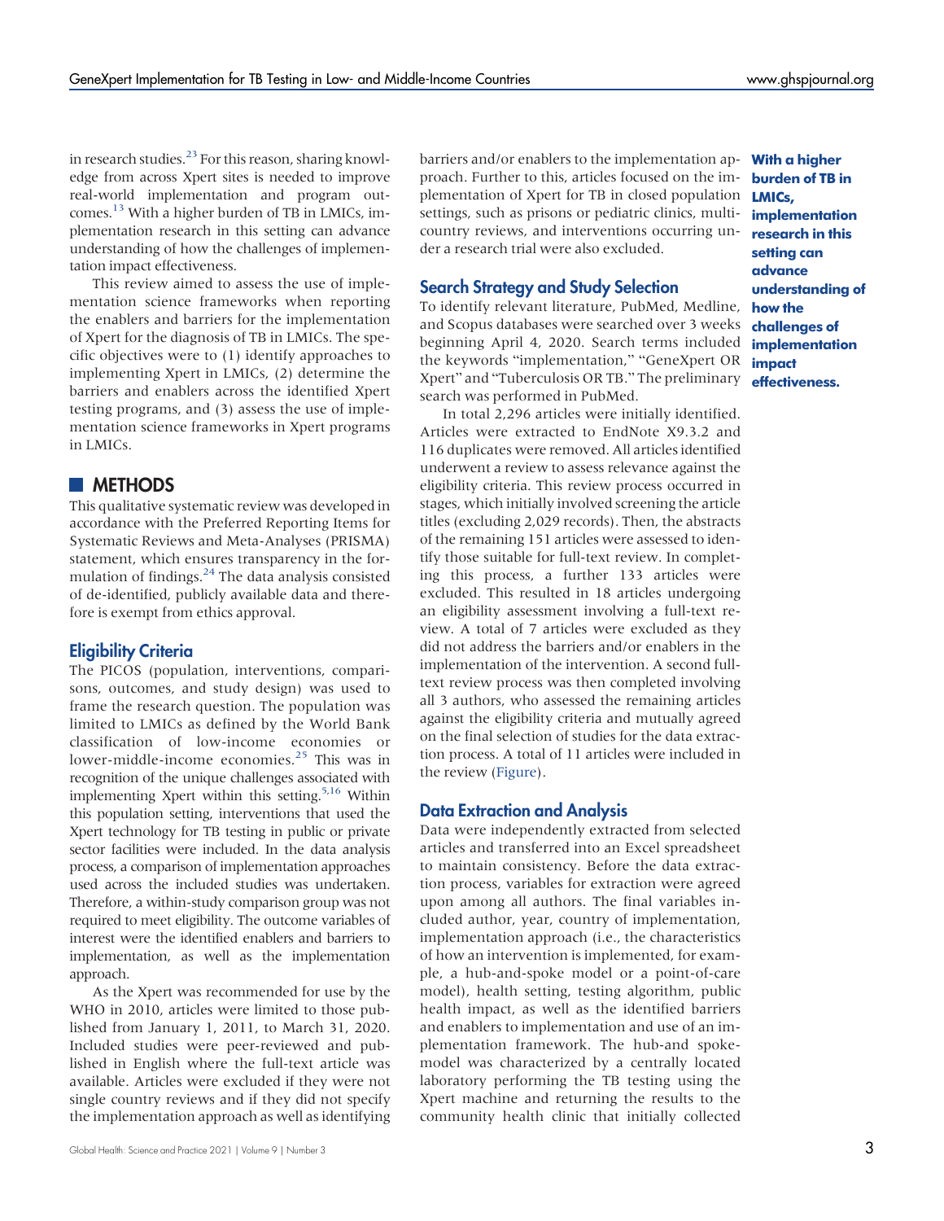in research studies.[23] For this reason, sharing knowledge from across Xpert sites is needed to improve real-world implementation and program outcomes.[13] With a higher burden of TB in LMICs, implementation research in this setting can advance understanding of how the challenges of implementation impact effectiveness.

This review aimed to assess the use of implementation science frameworks when reporting the enablers and barriers for the implementation of Xpert for the diagnosis of TB in LMICs. The specific objectives were to (1) identify approaches to implementing Xpert in LMICs, (2) determine the barriers and enablers across the identified Xpert testing programs, and (3) assess the use of implementation science frameworks in Xpert programs in LMICs.

## METHODS

This qualitative systematic review was developed in accordance with the Preferred Reporting Items for Systematic Reviews and Meta-Analyses (PRISMA) statement, which ensures transparency in the formulation of findings.[24] The data analysis consisted of de-identified, publicly available data and therefore is exempt from ethics approval.

### Eligibility Criteria

The PICOS (population, interventions, comparisons, outcomes, and study design) was used to frame the research question. The population was limited to LMICs as defined by the World Bank classification of low-income economies or lower-middle-income economies.[25] This was in recognition of the unique challenges associated with implementing Xpert within this setting.[5,16] Within this population setting, interventions that used the Xpert technology for TB testing in public or private sector facilities were included. In the data analysis process, a comparison of implementation approaches used across the included studies was undertaken. Therefore, a within-study comparison group was not required to meet eligibility. The outcome variables of interest were the identified enablers and barriers to implementation, as well as the implementation approach.

As the Xpert was recommended for use by the WHO in 2010, articles were limited to those published from January 1, 2011, to March 31, 2020. Included studies were peer-reviewed and published in English where the full-text article was available. Articles were excluded if they were not single country reviews and if they did not specify the implementation approach as well as identifying barriers and/or enablers to the implementation approach. Further to this, articles focused on the implementation of Xpert for TB in closed population settings, such as prisons or pediatric clinics, multicountry reviews, and interventions occurring under a research trial were also excluded.

### Search Strategy and Study Selection

To identify relevant literature, PubMed, Medline, and Scopus databases were searched over 3 weeks beginning April 4, 2020. Search terms included the keywords "implementation," "GeneXpert OR Xpert" and "Tuberculosis OR TB." The preliminary search was performed in PubMed.

In total 2,296 articles were initially identified. Articles were extracted to EndNote X9.3.2 and 116 duplicates were removed. All articles identified underwent a review to assess relevance against the eligibility criteria. This review process occurred in stages, which initially involved screening the article titles (excluding 2,029 records). Then, the abstracts of the remaining 151 articles were assessed to identify those suitable for full-text review. In completing this process, a further 133 articles were excluded. This resulted in 18 articles undergoing an eligibility assessment involving a full-text review. A total of 7 articles were excluded as they did not address the barriers and/or enablers in the implementation of the intervention. A second full-text review process was then completed involving all 3 authors, who assessed the remaining articles against the eligibility criteria and mutually agreed on the final selection of studies for the data extraction process. A total of 11 articles were included in the review (Figure).

### Data Extraction and Analysis

Data were independently extracted from selected articles and transferred into an Excel spreadsheet to maintain consistency. Before the data extraction process, variables for extraction were agreed upon among all authors. The final variables included author, year, country of implementation, implementation approach (i.e., the characteristics of how an intervention is implemented, for example, a hub-and-spoke model or a point-of-care model), health setting, testing algorithm, public health impact, as well as the identified barriers and enablers to implementation and use of an implementation framework. The hub-and spoke-model was characterized by a centrally located laboratory performing the TB testing using the Xpert machine and returning the results to the community health clinic that initially collected

**With a higher burden of TB in LMICs, implementation research in this setting can advance understanding of how the challenges of implementation impact effectiveness.**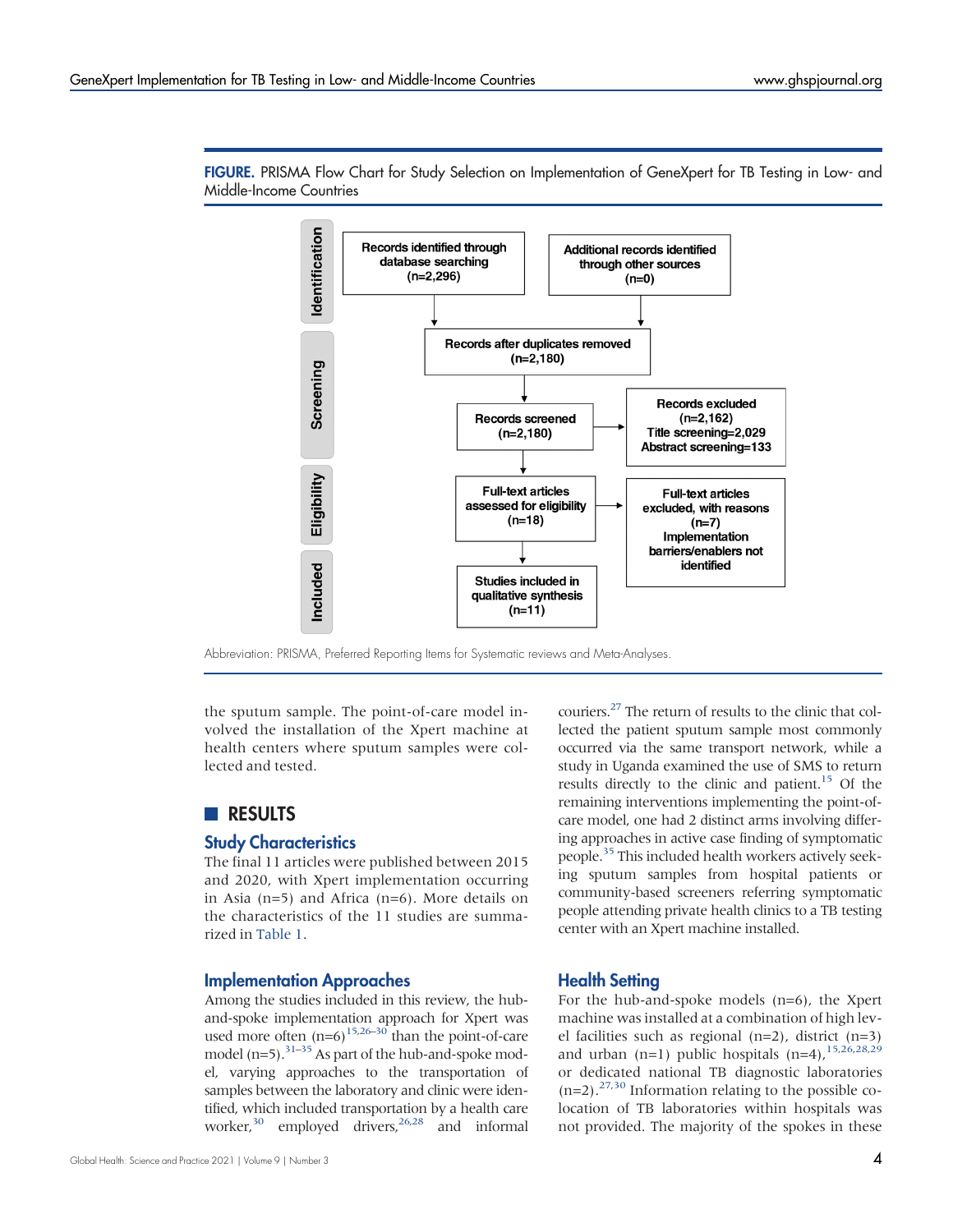**FIGURE.** PRISMA Flow Chart for Study Selection on Implementation of GeneXpert for TB Testing in Low- and Middle-Income Countries

**Identification**
- Records identified through database searching (n=2,296)
- Additional records identified through other sources (n=0)

**Screening**
- Records after duplicates removed (n=2,180)
- Records screened (n=2,180)
- Records excluded (n=2,162) Title screening=2,029 Abstract screening=133

**Eligibility**
- Full-text articles assessed for eligibility (n=18)
- Full-text articles excluded, with reasons (n=7) Implementation barriers/enablers not identified

**Included**
- Studies included in qualitative synthesis (n=11)

Abbreviation: PRISMA, Preferred Reporting Items for Systematic reviews and Meta-Analyses.

the sputum sample. The point-of-care model involved the installation of the Xpert machine at health centers where sputum samples were collected and tested.

## RESULTS

### Study Characteristics

The final 11 articles were published between 2015 and 2020, with Xpert implementation occurring in Asia (n=5) and Africa (n=6). More details on the characteristics of the 11 studies are summarized in Table 1.

### Implementation Approaches

Among the studies included in this review, the hub-and-spoke implementation approach for Xpert was used more often (n=6)[15,26–30] than the point-of-care model (n=5).[31–35] As part of the hub-and-spoke model, varying approaches to the transportation of samples between the laboratory and clinic were identified, which included transportation by a health care worker,[30] employed drivers,[26,28] and informal couriers.[27] The return of results to the clinic that collected the patient sputum sample most commonly occurred via the same transport network, while a study in Uganda examined the use of SMS to return results directly to the clinic and patient.[15] Of the remaining interventions implementing the point-of-care model, one had 2 distinct arms involving differing approaches in active case finding of symptomatic people.[35] This included health workers actively seeking sputum samples from hospital patients or community-based screeners referring symptomatic people attending private health clinics to a TB testing center with an Xpert machine installed.

### Health Setting

For the hub-and-spoke models (n=6), the Xpert machine was installed at a combination of high level facilities such as regional (n=2), district (n=3) and urban (n=1) public hospitals (n=4),[15,26,28,29] or dedicated national TB diagnostic laboratories (n=2).[27,30] Information relating to the possible colocation of TB laboratories within hospitals was not provided. The majority of the spokes in these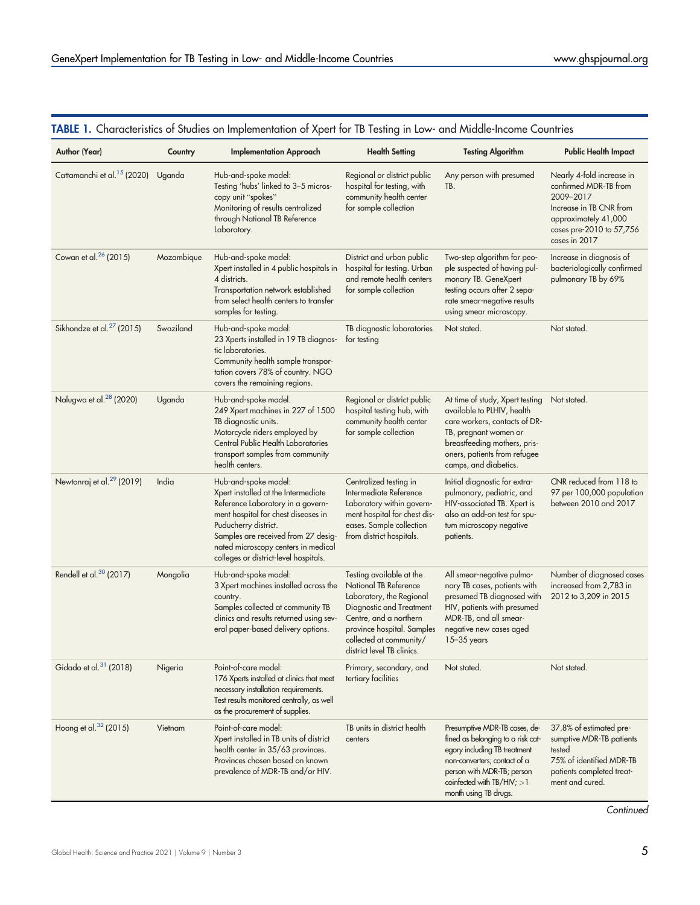**TABLE 1.** Characteristics of Studies on Implementation of Xpert for TB Testing in Low- and Middle-Income Countries

| Author (Year) | Country | Implementation Approach | Health Setting | Testing Algorithm | Public Health Impact |
|---|---|---|---|---|---|
| Cattamanchi et al.[15] (2020) | Uganda | Hub-and-spoke model: Testing 'hubs' linked to 3–5 microscopy unit "spokes" Monitoring of results centralized through National TB Reference Laboratory. | Regional or district public hospital for testing, with community health center for sample collection | Any person with presumed TB. | Nearly 4-fold increase in confirmed MDR-TB from 2009–2017 Increase in TB CNR from approximately 41,000 cases pre-2010 to 57,756 cases in 2017 |
| Cowan et al.[26] (2015) | Mozambique | Hub-and-spoke model: Xpert installed in 4 public hospitals in 4 districts. Transportation network established from select health centers to transfer samples for testing. | District and urban public hospital for testing. Urban and remote health centers for sample collection | Two-step algorithm for people suspected of having pulmonary TB. GeneXpert testing occurs after 2 separate smear-negative results using smear microscopy. | Increase in diagnosis of bacteriologically confirmed pulmonary TB by 69% |
| Sikhondze et al.[27] (2015) | Swaziland | Hub-and-spoke model: 23 Xperts installed in 19 TB diagnostic laboratories. Community health sample transportation covers 78% of country. NGO covers the remaining regions. | TB diagnostic laboratories for testing | Not stated. | Not stated. |
| Nalugwa et al.[28] (2020) | Uganda | Hub-and-spoke model. 249 Xpert machines in 227 of 1500 TB diagnostic units. Motorcycle riders employed by Central Public Health Laboratories transport samples from community health centers. | Regional or district public hospital testing hub, with community health center for sample collection | At time of study, Xpert testing available to PLHIV, health care workers, contacts of DR-TB, pregnant women or breastfeeding mothers, prisoners, patients from refugee camps, and diabetics. | Not stated. |
| Newtonraj et al.[29] (2019) | India | Hub-and-spoke model: Xpert installed at the Intermediate Reference Laboratory in a government hospital for chest diseases in Puducherry district. Samples are received from 27 designated microscopy centers in medical colleges or district-level hospitals. | Centralized testing in Intermediate Reference Laboratory within government hospital for chest diseases. Sample collection from district hospitals. | Initial diagnostic for extrapulmonary, pediatric, and HIV-associated TB. Xpert is also an add-on test for sputum microscopy negative patients. | CNR reduced from 118 to 97 per 100,000 population between 2010 and 2017 |
| Rendell et al.[30] (2017) | Mongolia | Hub-and-spoke model: 3 Xpert machines installed across the country. Samples collected at community TB clinics and results returned using several paper-based delivery options. | Testing available at the National TB Reference Laboratory, the Regional Diagnostic and Treatment Centre, and a northern province hospital. Samples collected at community/district level TB clinics. | All smear-negative pulmonary TB cases, patients with presumed TB diagnosed with HIV, patients with presumed MDR-TB, and all smear-negative new cases aged 15–35 years | Number of diagnosed cases increased from 2,783 in 2012 to 3,209 in 2015 |
| Gidado et al.[31] (2018) | Nigeria | Point-of-care model: 176 Xperts installed at clinics that meet necessary installation requirements. Test results monitored centrally, as well as the procurement of supplies. | Primary, secondary, and tertiary facilities | Not stated. | Not stated. |
| Hoang et al.[32] (2015) | Vietnam | Point-of-care model: Xpert installed in TB units of district health center in 35/63 provinces. Provinces chosen based on known prevalence of MDR-TB and/or HIV. | TB units in district health centers | Presumptive MDR-TB cases, defined as belonging to a risk category including TB treatment non-converters; contact of a person with MDR-TB; person coinfected with TB/HIV; >1 month using TB drugs. | 37.8% of estimated presumptive MDR-TB patients tested 75% of identified MDR-TB patients completed treatment and cured. |

*Continued*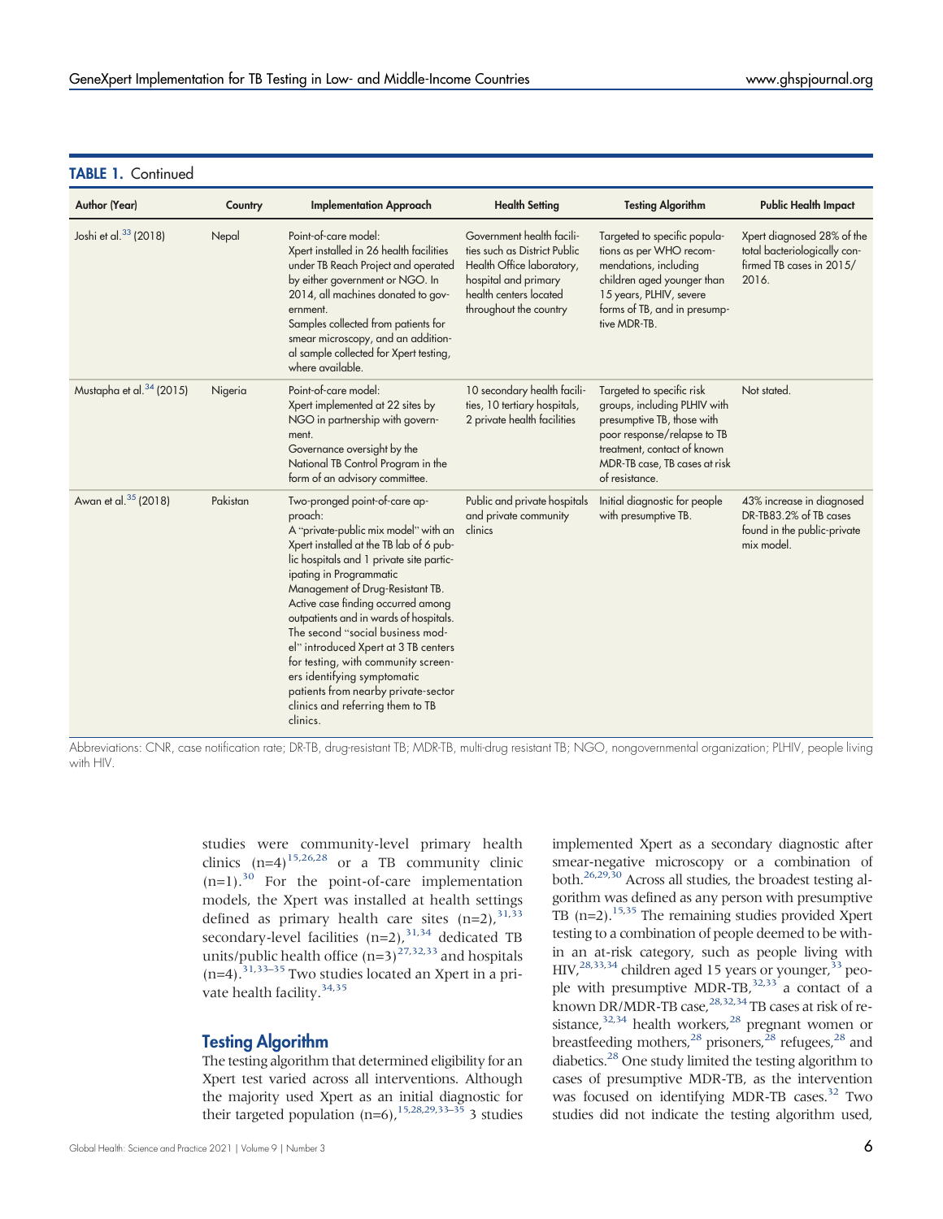**TABLE 1.** Continued

| Author (Year) | Country | Implementation Approach | Health Setting | Testing Algorithm | Public Health Impact |
|---|---|---|---|---|---|
| Joshi et al.[33] (2018) | Nepal | Point-of-care model: Xpert installed in 26 health facilities under TB Reach Project and operated by either government or NGO. In 2014, all machines donated to government. Samples collected from patients for smear microscopy, and an additional sample collected for Xpert testing, where available. | Government health facilities such as District Public Health Office laboratory, hospital and primary health centers located throughout the country | Targeted to specific populations as per WHO recommendations, including children aged younger than 15 years, PLHIV, severe forms of TB, and in presumptive MDR-TB. | Xpert diagnosed 28% of the total bacteriologically confirmed TB cases in 2015/2016. |
| Mustapha et al.[34] (2015) | Nigeria | Point-of-care model: Xpert implemented at 22 sites by NGO in partnership with government. Governance oversight by the National TB Control Program in the form of an advisory committee. | 10 secondary health facilities, 10 tertiary hospitals, 2 private health facilities | Targeted to specific risk groups, including PLHIV with presumptive TB, those with poor response/relapse to TB treatment, contact of known MDR-TB case, TB cases at risk of resistance. | Not stated. |
| Awan et al.[35] (2018) | Pakistan | Two-pronged point-of-care approach: A "private-public mix model" with an Xpert installed at the TB lab of 6 public hospitals and 1 private site participating in Programmatic Management of Drug-Resistant TB. Active case finding occurred among outpatients and in wards of hospitals. The second "social business model" introduced Xpert at 3 TB centers for testing, with community screeners identifying symptomatic patients from nearby private-sector clinics and referring them to TB clinics. | Public and private hospitals and private community clinics | Initial diagnostic for people with presumptive TB. | 43% increase in diagnosed DR-TB83.2% of TB cases found in the public-private mix model. |

Abbreviations: CNR, case notification rate; DR-TB, drug-resistant TB; MDR-TB, multi-drug resistant TB; NGO, nongovernmental organization; PLHIV, people living with HIV.

studies were community-level primary health clinics (n=4)[15,26,28] or a TB community clinic (n=1).[30] For the point-of-care implementation models, the Xpert was installed at health settings defined as primary health care sites (n=2),[31,33] secondary-level facilities (n=2),[31,34] dedicated TB units/public health office (n=3)[27,32,33] and hospitals (n=4).[31,33–35] Two studies located an Xpert in a private health facility.[34,35]

## Testing Algorithm

The testing algorithm that determined eligibility for an Xpert test varied across all interventions. Although the majority used Xpert as an initial diagnostic for their targeted population (n=6),[15,28,29,33–35] 3 studies implemented Xpert as a secondary diagnostic after smear-negative microscopy or a combination of both.[26,29,30] Across all studies, the broadest testing algorithm was defined as any person with presumptive TB (n=2).[15,35] The remaining studies provided Xpert testing to a combination of people deemed to be within an at-risk category, such as people living with HIV,[28,33,34] children aged 15 years or younger,[33] people with presumptive MDR-TB,[32,33] a contact of a known DR/MDR-TB case,[28,32,34] TB cases at risk of resistance,[32,34] health workers,[28] pregnant women or breastfeeding mothers,[28] prisoners,[28] refugees,[28] and diabetics.[28] One study limited the testing algorithm to cases of presumptive MDR-TB, as the intervention was focused on identifying MDR-TB cases.[32] Two studies did not indicate the testing algorithm used,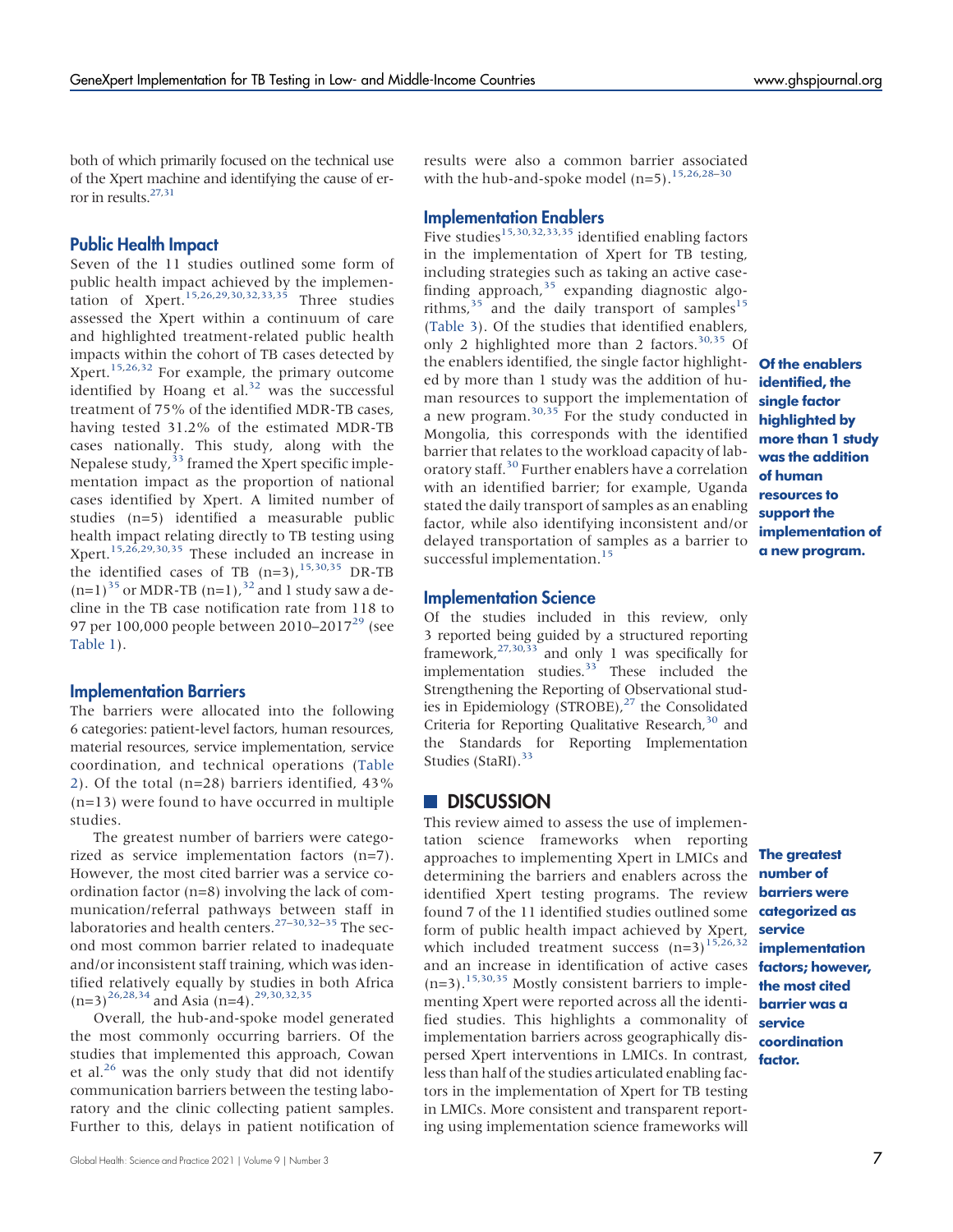both of which primarily focused on the technical use of the Xpert machine and identifying the cause of error in results.[27,31]

### Public Health Impact

Seven of the 11 studies outlined some form of public health impact achieved by the implementation of Xpert.[15,26,29,30,32,33,35] Three studies assessed the Xpert within a continuum of care and highlighted treatment-related public health impacts within the cohort of TB cases detected by Xpert.[15,26,32] For example, the primary outcome identified by Hoang et al.[32] was the successful treatment of 75% of the identified MDR-TB cases, having tested 31.2% of the estimated MDR-TB cases nationally. This study, along with the Nepalese study,[33] framed the Xpert specific implementation impact as the proportion of national cases identified by Xpert. A limited number of studies (n=5) identified a measurable public health impact relating directly to TB testing using Xpert.[15,26,29,30,35] These included an increase in the identified cases of TB (n=3),[15,30,35] DR-TB (n=1)[35] or MDR-TB (n=1),[32] and 1 study saw a decline in the TB case notification rate from 118 to 97 per 100,000 people between 2010–2017[29] (see Table 1).

### Implementation Barriers

The barriers were allocated into the following 6 categories: patient-level factors, human resources, material resources, service implementation, service coordination, and technical operations (Table 2). Of the total (n=28) barriers identified, 43% (n=13) were found to have occurred in multiple studies.

The greatest number of barriers were categorized as service implementation factors (n=7). However, the most cited barrier was a service coordination factor (n=8) involving the lack of communication/referral pathways between staff in laboratories and health centers.[27–30,32–35] The second most common barrier related to inadequate and/or inconsistent staff training, which was identified relatively equally by studies in both Africa (n=3)[26,28,34] and Asia (n=4).[29,30,32,35]

Overall, the hub-and-spoke model generated the most commonly occurring barriers. Of the studies that implemented this approach, Cowan et al.[26] was the only study that did not identify communication barriers between the testing laboratory and the clinic collecting patient samples. Further to this, delays in patient notification of results were also a common barrier associated with the hub-and-spoke model (n=5).[15,26,28–30]

### Implementation Enablers

Five studies[15,30,32,33,35] identified enabling factors in the implementation of Xpert for TB testing, including strategies such as taking an active case-finding approach,[35] expanding diagnostic algorithms,[35] and the daily transport of samples[15] (Table 3). Of the studies that identified enablers, only 2 highlighted more than 2 factors.[30,35] Of the enablers identified, the single factor highlighted by more than 1 study was the addition of human resources to support the implementation of a new program.[30,35] For the study conducted in Mongolia, this corresponds with the identified barrier that relates to the workload capacity of laboratory staff.[30] Further enablers have a correlation with an identified barrier; for example, Uganda stated the daily transport of samples as an enabling factor, while also identifying inconsistent and/or delayed transportation of samples as a barrier to successful implementation.[15]

**Of the enablers identified, the single factor highlighted by more than 1 study was the addition of human resources to support the implementation of a new program.**

### Implementation Science

Of the studies included in this review, only 3 reported being guided by a structured reporting framework,[27,30,33] and only 1 was specifically for implementation studies.[33] These included the Strengthening the Reporting of Observational studies in Epidemiology (STROBE),[27] the Consolidated Criteria for Reporting Qualitative Research,[30] and the Standards for Reporting Implementation Studies (StaRI).[33]

## DISCUSSION

This review aimed to assess the use of implementation science frameworks when reporting approaches to implementing Xpert in LMICs and determining the barriers and enablers across the identified Xpert testing programs. The review found 7 of the 11 identified studies outlined some form of public health impact achieved by Xpert, which included treatment success (n=3)[15,26,32] and an increase in identification of active cases (n=3).[15,30,35] Mostly consistent barriers to implementing Xpert were reported across all the identified studies. This highlights a commonality of implementation barriers across geographically dispersed Xpert interventions in LMICs. In contrast, less than half of the studies articulated enabling factors in the implementation of Xpert for TB testing in LMICs. More consistent and transparent reporting using implementation science frameworks will

**The greatest number of barriers were categorized as service implementation factors; however, the most cited barrier was a service coordination factor.**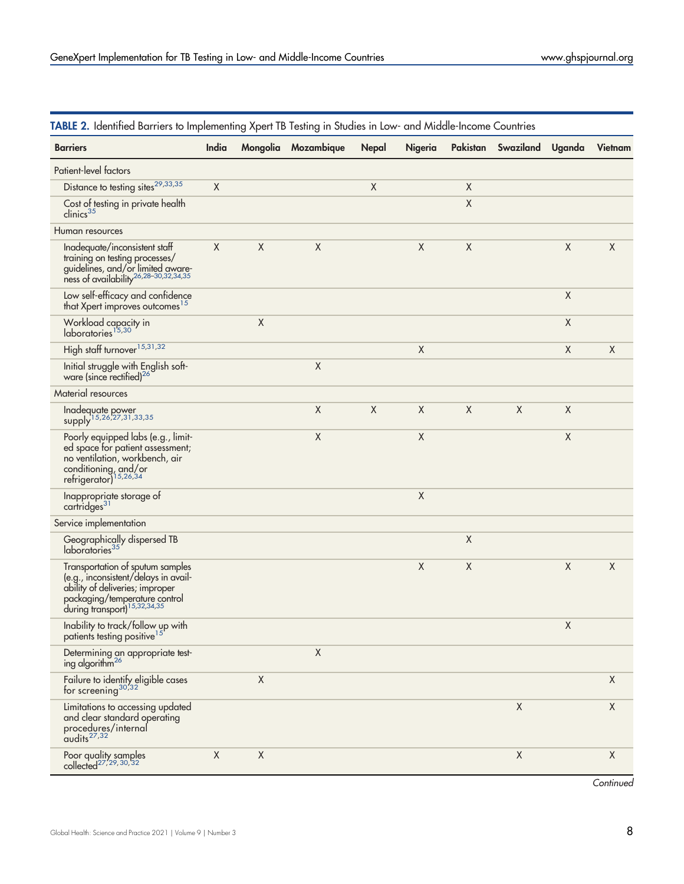**TABLE 2.** Identified Barriers to Implementing Xpert TB Testing in Studies in Low- and Middle-Income Countries

| Barriers | India | Mongolia | Mozambique | Nepal | Nigeria | Pakistan | Swaziland | Uganda | Vietnam |
|---|---|---|---|---|---|---|---|---|---|
| Patient-level factors | | | | | | | | | |
| Distance to testing sites[29,33,35] | X | | | X | | X | | | |
| Cost of testing in private health clinics[35] | | | | | | X | | | |
| Human resources | | | | | | | | | |
| Inadequate/inconsistent staff training on testing processes/guidelines, and/or limited awareness of availability[26,28–30,32,34,35] | X | X | X | | X | X | | X | X |
| Low self-efficacy and confidence that Xpert improves outcomes[15] | | | | | | | | X | |
| Workload capacity in laboratories[15,30] | | X | | | | | | X | |
| High staff turnover[15,31,32] | | | | | X | | | X | X |
| Initial struggle with English software (since rectified)[26] | | | X | | | | | | |
| Material resources | | | | | | | | | |
| Inadequate power supply[15,26,27,31,33,35] | | | X | X | X | X | X | X | |
| Poorly equipped labs (e.g., limited space for patient assessment; no ventilation, workbench, air conditioning, and/or refrigerator)[15,26,34] | | | X | | X | | | X | |
| Inappropriate storage of cartridges[31] | | | | | X | | | | |
| Service implementation | | | | | | | | | |
| Geographically dispersed TB laboratories[35] | | | | | | X | | | |
| Transportation of sputum samples (e.g., inconsistent/delays in availability of deliveries; improper packaging/temperature control during transport)[15,32,34,35] | | | | | X | X | | X | X |
| Inability to track/follow up with patients testing positive[15] | | | | | | | | X | |
| Determining an appropriate testing algorithm[26] | | | X | | | | | | |
| Failure to identify eligible cases for screening[30,32] | | X | | | | | | | X |
| Limitations to accessing updated and clear standard operating procedures/internal audits[27,32] | | | | | | | X | | X |
| Poor quality samples collected[27,29,30,32] | X | X | | | | | X | | X |

*Continued*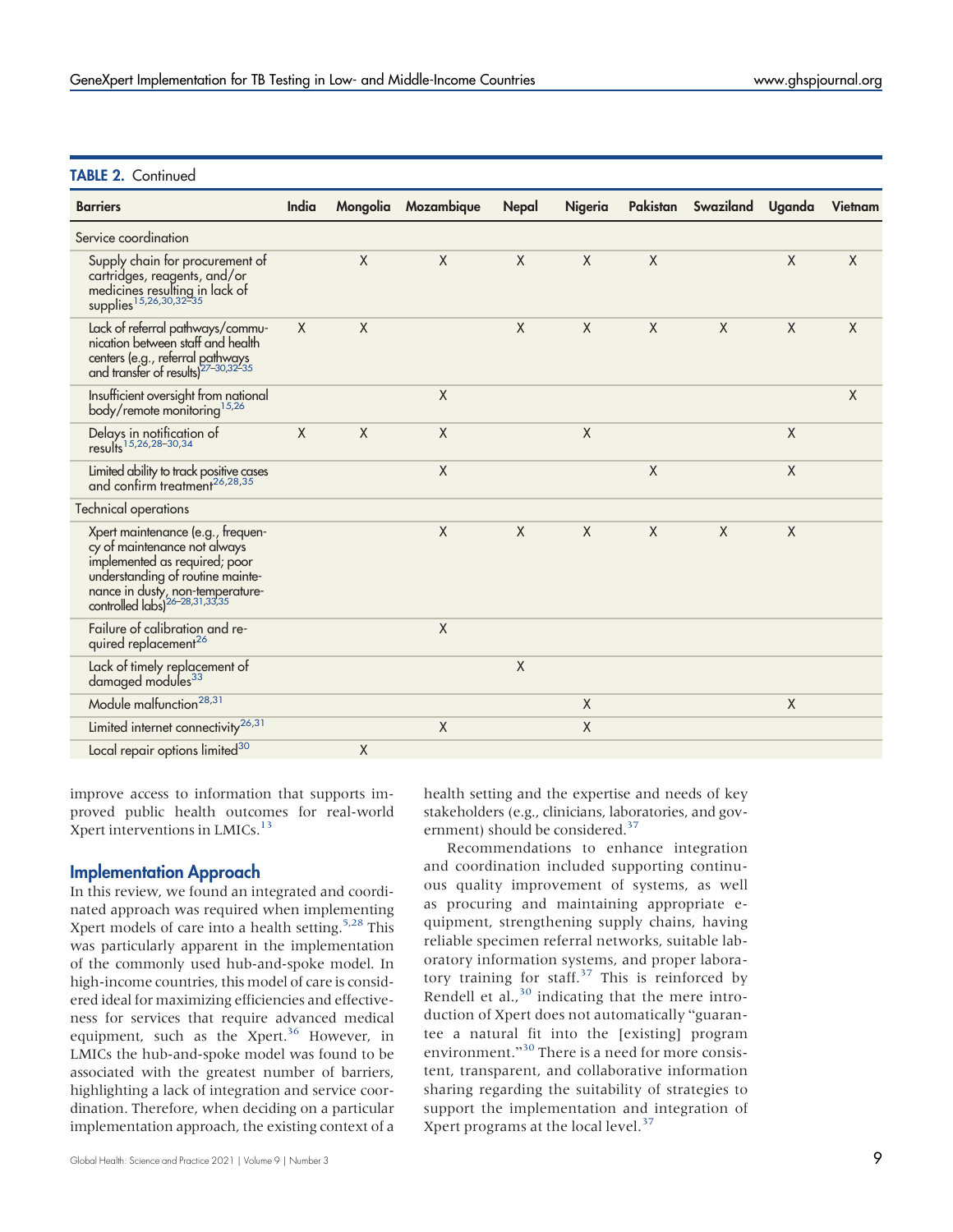**TABLE 2.** Continued

| Barriers | India | Mongolia | Mozambique | Nepal | Nigeria | Pakistan | Swaziland | Uganda | Vietnam |
|---|---|---|---|---|---|---|---|---|---|
| Service coordination | | | | | | | | | |
| Supply chain for procurement of cartridges, reagents, and/or medicines resulting in lack of supplies[15,26,30,32–35] | | X | X | X | X | X | | X | X |
| Lack of referral pathways/communication between staff and health centers (e.g., referral pathways and transfer of results)[27–30,32–35] | X | X | | X | X | X | X | X | X |
| Insufficient oversight from national body/remote monitoring[15,26] | | | X | | | | | | X |
| Delays in notification of results[15,26,28–30,34] | X | X | X | | X | | | X | |
| Limited ability to track positive cases and confirm treatment[26,28,35] | | | X | | | X | | X | |
| Technical operations | | | | | | | | | |
| Xpert maintenance (e.g., frequency of maintenance not always implemented as required; poor understanding of routine maintenance in dusty, non-temperature-controlled labs)[26–28,31,33,35] | | | X | X | X | X | X | X | |
| Failure of calibration and required replacement[26] | | | X | | | | | | |
| Lack of timely replacement of damaged modules[33] | | | | X | | | | | |
| Module malfunction[28,31] | | | | | X | | | X | |
| Limited internet connectivity[26,31] | | | X | | X | | | | |
| Local repair options limited[30] | | X | | | | | | | |

improve access to information that supports improved public health outcomes for real-world Xpert interventions in LMICs.[13]

## Implementation Approach

In this review, we found an integrated and coordinated approach was required when implementing Xpert models of care into a health setting.[5,28] This was particularly apparent in the implementation of the commonly used hub-and-spoke model. In high-income countries, this model of care is considered ideal for maximizing efficiencies and effectiveness for services that require advanced medical equipment, such as the Xpert.[36] However, in LMICs the hub-and-spoke model was found to be associated with the greatest number of barriers, highlighting a lack of integration and service coordination. Therefore, when deciding on a particular implementation approach, the existing context of a health setting and the expertise and needs of key stakeholders (e.g., clinicians, laboratories, and government) should be considered.[37]

Recommendations to enhance integration and coordination included supporting continuous quality improvement of systems, as well as procuring and maintaining appropriate equipment, strengthening supply chains, having reliable specimen referral networks, suitable laboratory information systems, and proper laboratory training for staff.[37] This is reinforced by Rendell et al.,[30] indicating that the mere introduction of Xpert does not automatically "guarantee a natural fit into the [existing] program environment."[30] There is a need for more consistent, transparent, and collaborative information sharing regarding the suitability of strategies to support the implementation and integration of Xpert programs at the local level.[37]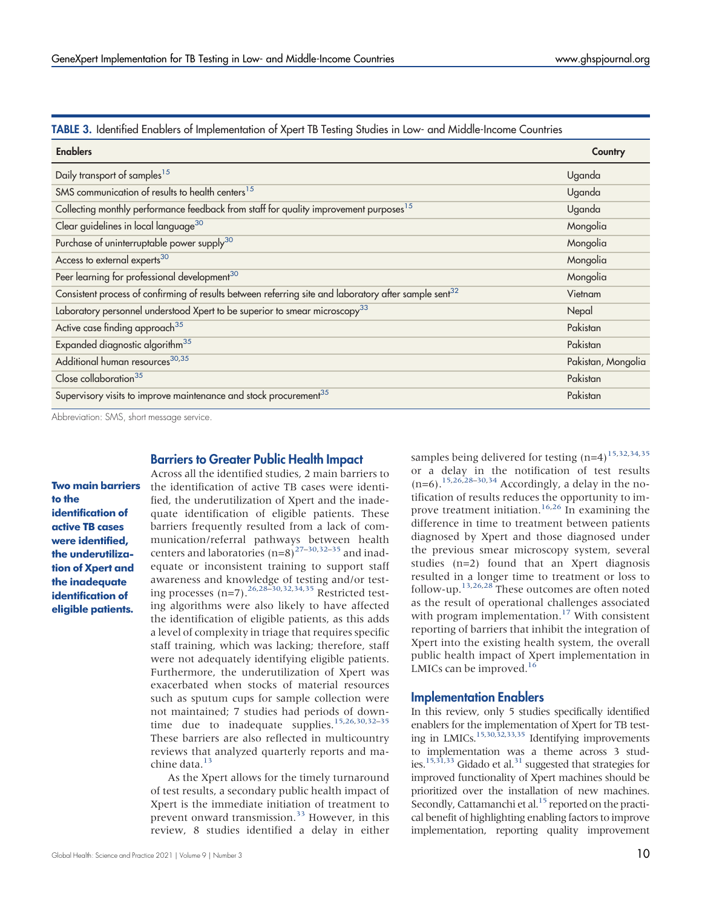**TABLE 3.** Identified Enablers of Implementation of Xpert TB Testing Studies in Low- and Middle-Income Countries

| Enablers | Country |
|---|---|
| Daily transport of samples[15] | Uganda |
| SMS communication of results to health centers[15] | Uganda |
| Collecting monthly performance feedback from staff for quality improvement purposes[15] | Uganda |
| Clear guidelines in local language[30] | Mongolia |
| Purchase of uninterruptable power supply[30] | Mongolia |
| Access to external experts[30] | Mongolia |
| Peer learning for professional development[30] | Mongolia |
| Consistent process of confirming of results between referring site and laboratory after sample sent[32] | Vietnam |
| Laboratory personnel understood Xpert to be superior to smear microscopy[33] | Nepal |
| Active case finding approach[35] | Pakistan |
| Expanded diagnostic algorithm[35] | Pakistan |
| Additional human resources[30,35] | Pakistan, Mongolia |
| Close collaboration[35] | Pakistan |
| Supervisory visits to improve maintenance and stock procurement[35] | Pakistan |

Abbreviation: SMS, short message service.

## Barriers to Greater Public Health Impact

**Two main barriers to the identification of active TB cases were identified, the underutilization of Xpert and the inadequate identification of eligible patients.**

Across all the identified studies, 2 main barriers to the identification of active TB cases were identified, the underutilization of Xpert and the inadequate identification of eligible patients. These barriers frequently resulted from a lack of communication/referral pathways between health centers and laboratories (n=8)[27–30,32–35] and inadequate or inconsistent training to support staff awareness and knowledge of testing and/or testing processes (n=7).[26,28–30,32,34,35] Restricted testing algorithms were also likely to have affected the identification of eligible patients, as this adds a level of complexity in triage that requires specific staff training, which was lacking; therefore, staff were not adequately identifying eligible patients. Furthermore, the underutilization of Xpert was exacerbated when stocks of material resources such as sputum cups for sample collection were not maintained; 7 studies had periods of downtime due to inadequate supplies.[15,26,30,32–35] These barriers are also reflected in multicountry reviews that analyzed quarterly reports and machine data.[13]

As the Xpert allows for the timely turnaround of test results, a secondary public health impact of Xpert is the immediate initiation of treatment to prevent onward transmission.[33] However, in this review, 8 studies identified a delay in either samples being delivered for testing (n=4)[15,32,34,35] or a delay in the notification of test results (n=6).[15,26,28–30,34] Accordingly, a delay in the notification of results reduces the opportunity to improve treatment initiation.[16,26] In examining the difference in time to treatment between patients diagnosed by Xpert and those diagnosed under the previous smear microscopy system, several studies (n=2) found that an Xpert diagnosis resulted in a longer time to treatment or loss to follow-up.[13,26,28] These outcomes are often noted as the result of operational challenges associated with program implementation.[17] With consistent reporting of barriers that inhibit the integration of Xpert into the existing health system, the overall public health impact of Xpert implementation in LMICs can be improved.[16]

## Implementation Enablers

In this review, only 5 studies specifically identified enablers for the implementation of Xpert for TB testing in LMICs.[15,30,32,33,35] Identifying improvements to implementation was a theme across 3 studies.[15,31,33] Gidado et al.[31] suggested that strategies for improved functionality of Xpert machines should be prioritized over the installation of new machines. Secondly, Cattamanchi et al.[15] reported on the practical benefit of highlighting enabling factors to improve implementation, reporting quality improvement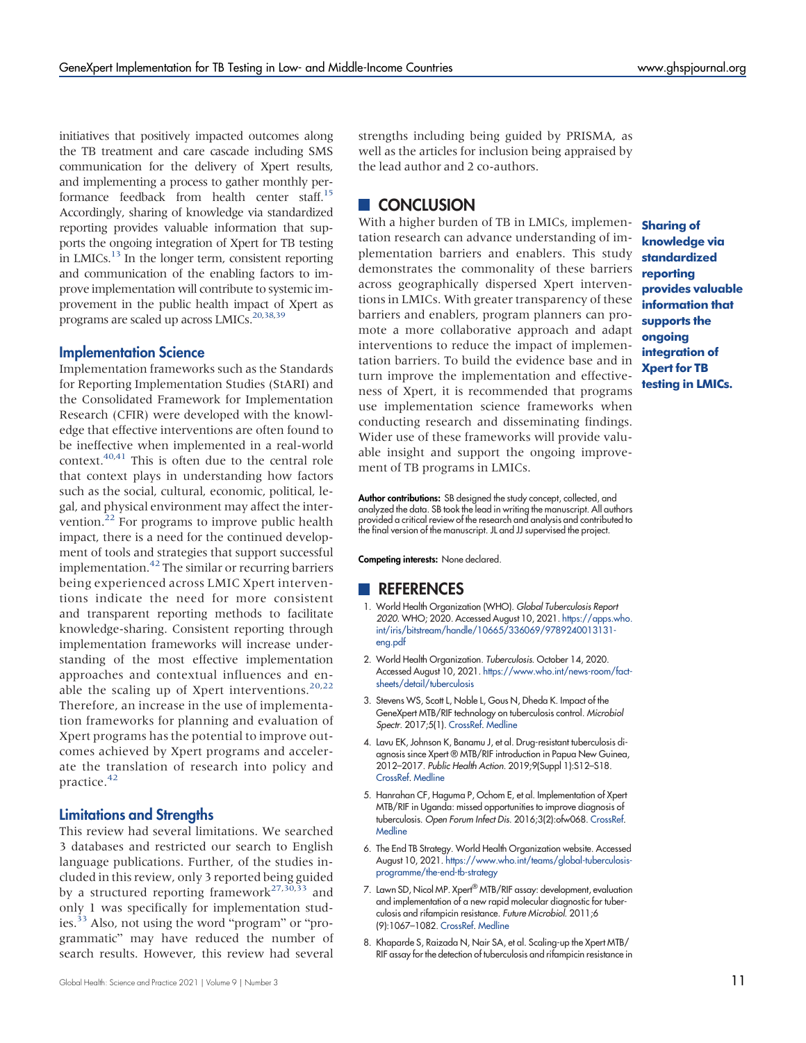initiatives that positively impacted outcomes along the TB treatment and care cascade including SMS communication for the delivery of Xpert results, and implementing a process to gather monthly performance feedback from health center staff.[15] Accordingly, sharing of knowledge via standardized reporting provides valuable information that supports the ongoing integration of Xpert for TB testing in LMICs.[13] In the longer term, consistent reporting and communication of the enabling factors to improve implementation will contribute to systemic improvement in the public health impact of Xpert as programs are scaled up across LMICs.[20,38,39]

### Implementation Science

Implementation frameworks such as the Standards for Reporting Implementation Studies (StARI) and the Consolidated Framework for Implementation Research (CFIR) were developed with the knowledge that effective interventions are often found to be ineffective when implemented in a real-world context.[40,41] This is often due to the central role that context plays in understanding how factors such as the social, cultural, economic, political, legal, and physical environment may affect the intervention.[22] For programs to improve public health impact, there is a need for the continued development of tools and strategies that support successful implementation.[42] The similar or recurring barriers being experienced across LMIC Xpert interventions indicate the need for more consistent and transparent reporting methods to facilitate knowledge-sharing. Consistent reporting through implementation frameworks will increase understanding of the most effective implementation approaches and contextual influences and enable the scaling up of Xpert interventions.[20,22] Therefore, an increase in the use of implementation frameworks for planning and evaluation of Xpert programs has the potential to improve outcomes achieved by Xpert programs and accelerate the translation of research into policy and practice.[42]

### Limitations and Strengths

This review had several limitations. We searched 3 databases and restricted our search to English language publications. Further, of the studies included in this review, only 3 reported being guided by a structured reporting framework[27,30,33] and only 1 was specifically for implementation studies.[33] Also, not using the word "program" or "programmatic" may have reduced the number of search results. However, this review had several strengths including being guided by PRISMA, as well as the articles for inclusion being appraised by the lead author and 2 co-authors.

## CONCLUSION

With a higher burden of TB in LMICs, implementation research can advance understanding of implementation barriers and enablers. This study demonstrates the commonality of these barriers across geographically dispersed Xpert interventions in LMICs. With greater transparency of these barriers and enablers, program planners can promote a more collaborative approach and adapt interventions to reduce the impact of implementation barriers. To build the evidence base and in turn improve the implementation and effectiveness of Xpert, it is recommended that programs use implementation science frameworks when conducting research and disseminating findings. Wider use of these frameworks will provide valuable insight and support the ongoing improvement of TB programs in LMICs.

**Sharing of knowledge via standardized reporting provides valuable information that supports the ongoing integration of Xpert for TB testing in LMICs.**

**Author contributions:** SB designed the study concept, collected, and analyzed the data. SB took the lead in writing the manuscript. All authors provided a critical review of the research and analysis and contributed to the final version of the manuscript. JL and JJ supervised the project.

**Competing interests:** None declared.

## REFERENCES

1. World Health Organization (WHO). *Global Tuberculosis Report 2020*. WHO; 2020. Accessed August 10, 2021. https://apps.who.int/iris/bitstream/handle/10665/336069/9789240013131-eng.pdf
2. World Health Organization. *Tuberculosis*. October 14, 2020. Accessed August 10, 2021. https://www.who.int/news-room/fact-sheets/detail/tuberculosis
3. Stevens WS, Scott L, Noble L, Gous N, Dheda K. Impact of the GeneXpert MTB/RIF technology on tuberculosis control. *Microbiol Spectr*. 2017;5(1). CrossRef. Medline
4. Lavu EK, Johnson K, Banamu J, et al. Drug-resistant tuberculosis diagnosis since Xpert ® MTB/RIF introduction in Papua New Guinea, 2012–2017. *Public Health Action*. 2019;9(Suppl 1):S12–S18. CrossRef. Medline
5. Hanrahan CF, Haguma P, Ochom E, et al. Implementation of Xpert MTB/RIF in Uganda: missed opportunities to improve diagnosis of tuberculosis. *Open Forum Infect Dis*. 2016;3(2):ofw068. CrossRef. Medline
6. The End TB Strategy. World Health Organization website. Accessed August 10, 2021. https://www.who.int/teams/global-tuberculosis-programme/the-end-tb-strategy
7. Lawn SD, Nicol MP. Xpert® MTB/RIF assay: development, evaluation and implementation of a new rapid molecular diagnostic for tuberculosis and rifampicin resistance. *Future Microbiol*. 2011;6(9):1067–1082. CrossRef. Medline
8. Khaparde S, Raizada N, Nair SA, et al. Scaling-up the Xpert MTB/RIF assay for the detection of tuberculosis and rifampicin resistance in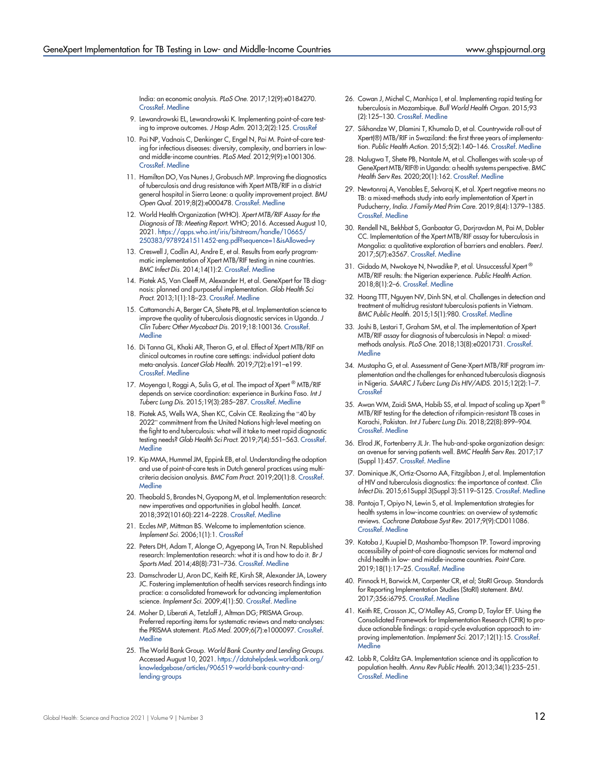India: an economic analysis. *PLoS One*. 2017;12(9):e0184270. CrossRef. Medline

9. Lewandrowski EL, Lewandrowski K. Implementing point-of-care testing to improve outcomes. *J Hosp Adm*. 2013;2(2):125. CrossRef
10. Pai NP, Vadnais C, Denkinger C, Engel N, Pai M. Point-of-care testing for infectious diseases: diversity, complexity, and barriers in low- and middle-income countries. *PLoS Med*. 2012;9(9):e1001306. CrossRef. Medline
11. Hamilton DO, Vas Nunes J, Grobusch MP. Improving the diagnostics of tuberculosis and drug resistance with Xpert MTB/RIF in a district general hospital in Sierra Leone: a quality improvement project. *BMJ Open Qual*. 2019;8(2):e000478. CrossRef. Medline
12. World Health Organization (WHO). *Xpert MTB/RIF Assay for the Diagnosis of TB: Meeting Report*. WHO; 2016. Accessed August 10, 2021. https://apps.who.int/iris/bitstream/handle/10665/250383/9789241511452-eng.pdf?sequence=1&isAllowed=y
13. Creswell J, Codlin AJ, Andre E, et al. Results from early programmatic implementation of Xpert MTB/RIF testing in nine countries. *BMC Infect Dis*. 2014;14(1):2. CrossRef. Medline
14. Piatek AS, Van Cleeff M, Alexander H, et al. GeneXpert for TB diagnosis: planned and purposeful implementation. *Glob Health Sci Pract*. 2013;1(1):18–23. CrossRef. Medline
15. Cattamanchi A, Berger CA, Shete PB, et al. Implementation science to improve the quality of tuberculosis diagnostic services in Uganda. *J Clin Tuberc Other Mycobact Dis*. 2019;18:100136. CrossRef. Medline
16. Di Tanna GL, Khaki AR, Theron G, et al. Effect of Xpert MTB/RIF on clinical outcomes in routine care settings: individual patient data meta-analysis. *Lancet Glob Health*. 2019;7(2):e191–e199. CrossRef. Medline
17. Moyenga I, Roggi A, Sulis G, et al. The impact of Xpert® MTB/RIF depends on service coordination: experience in Burkina Faso. *Int J Tuberc Lung Dis*. 2015;19(3):285–287. CrossRef. Medline
18. Piatek AS, Wells WA, Shen KC, Colvin CE. Realizing the "40 by 2022" commitment from the United Nations high-level meeting on the fight to end tuberculosis: what will it take to meet rapid diagnostic testing needs? *Glob Health Sci Pract*. 2019;7(4):551–563. CrossRef. Medline
19. Kip MMA, Hummel JM, Eppink EB, et al. Understanding the adoption and use of point-of-care tests in Dutch general practices using multi-criteria decision analysis. *BMC Fam Pract*. 2019;20(1):8. CrossRef. Medline
20. Theobald S, Brandes N, Gyapong M, et al. Implementation research: new imperatives and opportunities in global health. *Lancet*. 2018;392(10160):2214–2228. CrossRef. Medline
21. Eccles MP, Mittman BS. Welcome to implementation science. *Implement Sci*. 2006;1(1):1. CrossRef
22. Peters DH, Adam T, Alonge O, Agyepong IA, Tran N. Republished research: Implementation research: what it is and how to do it. *Br J Sports Med*. 2014;48(8):731–736. CrossRef. Medline
23. Damschroder LJ, Aron DC, Keith RE, Kirsh SR, Alexander JA, Lowery JC. Fostering implementation of health services research findings into practice: a consolidated framework for advancing implementation science. *Implement Sci*. 2009;4(1):50. CrossRef. Medline
24. Moher D, Liberati A, Tetzlaff J, Altman DG; PRISMA Group. Preferred reporting items for systematic reviews and meta-analyses: the PRISMA statement. *PLoS Med*. 2009;6(7):e1000097. CrossRef. Medline
25. The World Bank Group. *World Bank Country and Lending Groups*. Accessed August 10, 2021. https://datahelpdesk.worldbank.org/knowledgebase/articles/906519-world-bank-country-and-lending-groups
26. Cowan J, Michel C, Manhiça I, et al. Implementing rapid testing for tuberculosis in Mozambique. *Bull World Health Organ*. 2015;93(2):125–130. CrossRef. Medline
27. Sikhondze W, Dlamini T, Khumalo D, et al. Countrywide roll-out of Xpert(®) MTB/RIF in Swaziland: the first three years of implementation. *Public Health Action*. 2015;5(2):140–146. CrossRef. Medline
28. Nalugwa T, Shete PB, Nantale M, et al. Challenges with scale-up of GeneXpert MTB/RIF® in Uganda: a health systems perspective. *BMC Health Serv Res*. 2020;20(1):162. CrossRef. Medline
29. Newtonraj A, Venables E, Selvaraj K, et al. Xpert negative means no TB: a mixed-methods study into early implementation of Xpert in Puducherry, India. *J Family Med Prim Care*. 2019;8(4):1379–1385. CrossRef. Medline
30. Rendell NL, Bekhbat S, Ganbaatar G, Dorjravdan M, Pai M, Dobler CC. Implementation of the Xpert MTB/RIF assay for tuberculosis in Mongolia: a qualitative exploration of barriers and enablers. *PeerJ*. 2017;5(7):e3567. CrossRef. Medline
31. Gidado M, Nwokoye N, Nwadike P, et al. Unsuccessful Xpert® MTB/RIF results: the Nigerian experience. *Public Health Action*. 2018;8(1):2–6. CrossRef. Medline
32. Hoang TTT, Nguyen NV, Dinh SN, et al. Challenges in detection and treatment of multidrug resistant tuberculosis patients in Vietnam. *BMC Public Health*. 2015;15(1):980. CrossRef. Medline
33. Joshi B, Lestari T, Graham SM, et al. The implementation of Xpert MTB/RIF assay for diagnosis of tuberculosis in Nepal: a mixed-methods analysis. *PLoS One*. 2018;13(8):e0201731. CrossRef. Medline
34. Mustapha G, et al. Assessment of Gene-Xpert MTB/RIF program implementation and the challenges for enhanced tuberculosis diagnosis in Nigeria. *SAARC J Tuberc Lung Dis HIV/AIDS*. 2015;12(2):1–7. CrossRef
35. Awan WM, Zaidi SMA, Habib SS, et al. Impact of scaling up Xpert® MTB/RIF testing for the detection of rifampicin-resistant TB cases in Karachi, Pakistan. *Int J Tuberc Lung Dis*. 2018;22(8):899–904. CrossRef. Medline
36. Elrod JK, Fortenberry JL Jr. The hub-and-spoke organization design: an avenue for serving patients well. *BMC Health Serv Res*. 2017;17(Suppl 1):457. CrossRef. Medline
37. Dominique JK, Ortiz-Osorno AA, Fitzgibbon J, et al. Implementation of HIV and tuberculosis diagnostics: the importance of context. *Clin Infect Dis*. 2015;61Suppl 3(Suppl 3):S119–S125. CrossRef. Medline
38. Pantoja T, Opiyo N, Lewin S, et al. Implementation strategies for health systems in low-income countries: an overview of systematic reviews. *Cochrane Database Syst Rev*. 2017;9(9):CD011086. CrossRef. Medline
39. Katoba J, Kuupiel D, Mashamba-Thompson TP. Toward improving accessibility of point-of-care diagnostic services for maternal and child health in low- and middle-income countries. *Point Care*. 2019;18(1):17–25. CrossRef. Medline
40. Pinnock H, Barwick M, Carpenter CR, et al; StaRI Group. Standards for Reporting Implementation Studies (StaRI) statement. *BMJ*. 2017;356:i6795. CrossRef. Medline
41. Keith RE, Crosson JC, O'Malley AS, Cromp D, Taylor EF. Using the Consolidated Framework for Implementation Research (CFIR) to produce actionable findings: a rapid-cycle evaluation approach to improving implementation. *Implement Sci*. 2017;12(1):15. CrossRef. Medline
42. Lobb R, Colditz GA. Implementation science and its application to population health. *Annu Rev Public Health*. 2013;34(1):235–251. CrossRef. Medline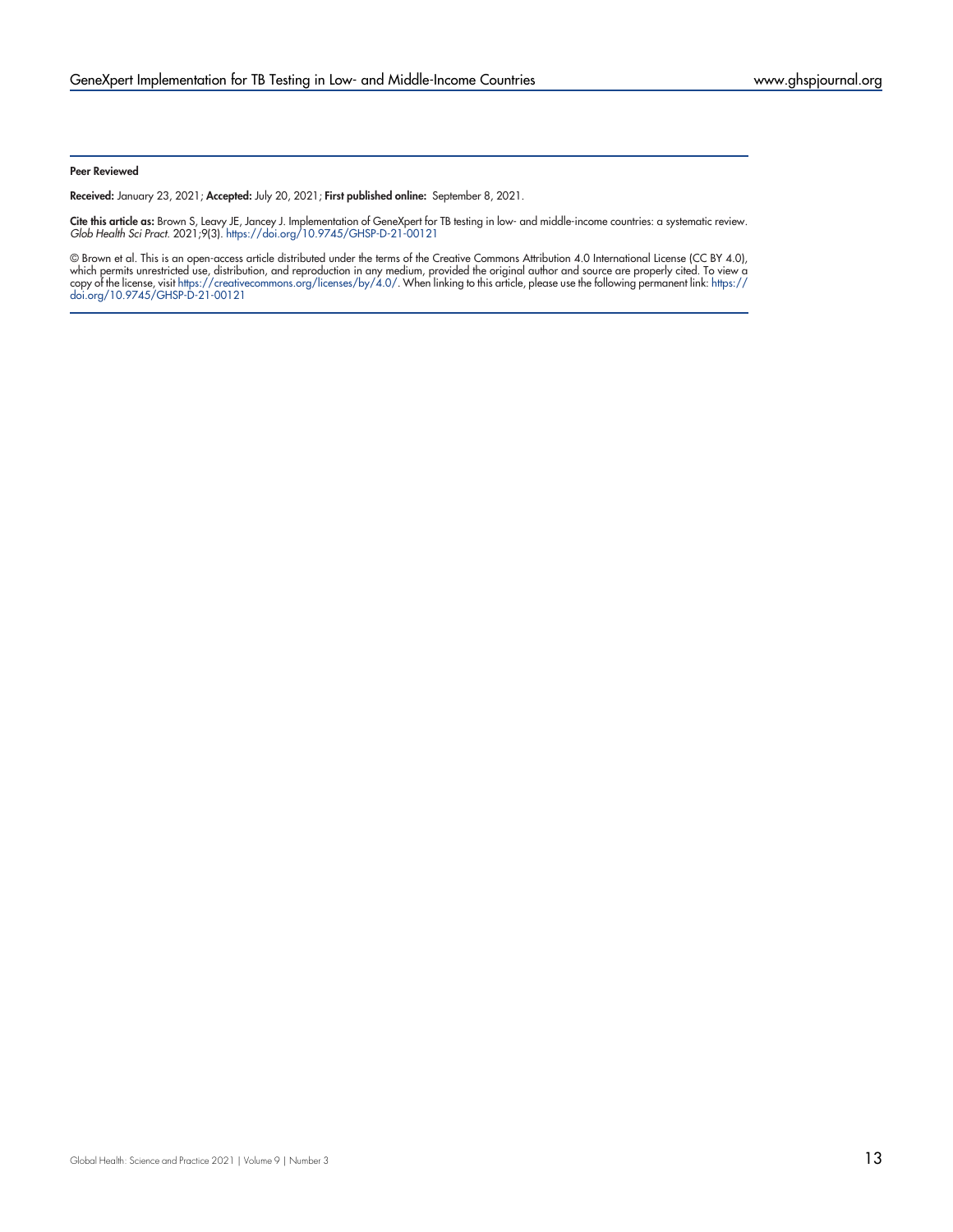**Peer Reviewed**

**Received:** January 23, 2021; **Accepted:** July 20, 2021; **First published online:** September 8, 2021.

**Cite this article as:** Brown S, Leavy JE, Jancey J. Implementation of GeneXpert for TB testing in low- and middle-income countries: a systematic review. *Glob Health Sci Pract.* 2021;9(3). https://doi.org/10.9745/GHSP-D-21-00121

© Brown et al. This is an open-access article distributed under the terms of the Creative Commons Attribution 4.0 International License (CC BY 4.0), which permits unrestricted use, distribution, and reproduction in any medium, provided the original author and source are properly cited. To view a copy of the license, visit https://creativecommons.org/licenses/by/4.0/. When linking to this article, please use the following permanent link: https://doi.org/10.9745/GHSP-D-21-00121